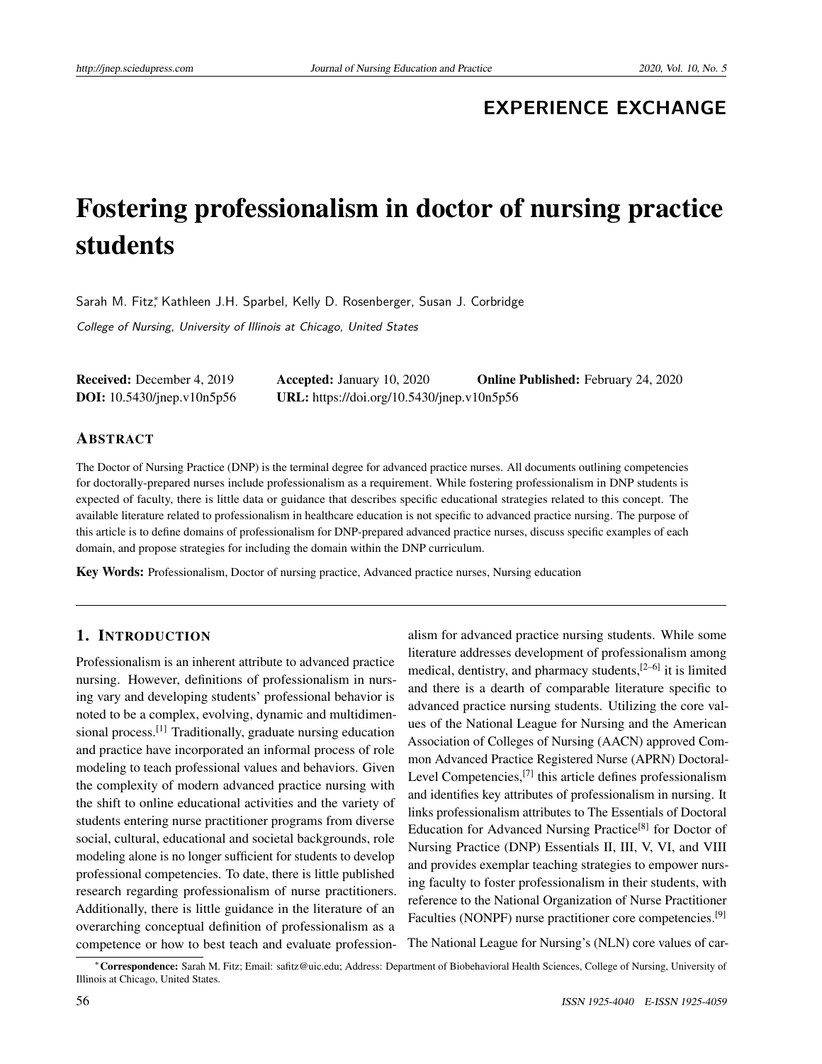EXPERIENCE EXCHANGE

# Fostering professionalism in doctor of nursing practice students

Sarah M. Fitz*, Kathleen J.H. Sparbel, Kelly D. Rosenberger, Susan J. Corbridge

*College of Nursing, University of Illinois at Chicago, United States*

**Received:** December 4, 2019 **Accepted:** January 10, 2020 **Online Published:** February 24, 2020
**DOI:** 10.5430/jnep.v10n5p56 **URL:** https://doi.org/10.5430/jnep.v10n5p56

## ABSTRACT

The Doctor of Nursing Practice (DNP) is the terminal degree for advanced practice nurses. All documents outlining competencies for doctorally-prepared nurses include professionalism as a requirement. While fostering professionalism in DNP students is expected of faculty, there is little data or guidance that describes specific educational strategies related to this concept. The available literature related to professionalism in healthcare education is not specific to advanced practice nursing. The purpose of this article is to define domains of professionalism for DNP-prepared advanced practice nurses, discuss specific examples of each domain, and propose strategies for including the domain within the DNP curriculum.

**Key Words:** Professionalism, Doctor of nursing practice, Advanced practice nurses, Nursing education

## 1. INTRODUCTION

Professionalism is an inherent attribute to advanced practice nursing. However, definitions of professionalism in nursing vary and developing students' professional behavior is noted to be a complex, evolving, dynamic and multidimensional process.[1] Traditionally, graduate nursing education and practice have incorporated an informal process of role modeling to teach professional values and behaviors. Given the complexity of modern advanced practice nursing with the shift to online educational activities and the variety of students entering nurse practitioner programs from diverse social, cultural, educational and societal backgrounds, role modeling alone is no longer sufficient for students to develop professional competencies. To date, there is little published research regarding professionalism of nurse practitioners. Additionally, there is little guidance in the literature of an overarching conceptual definition of professionalism as a competence or how to best teach and evaluate professionalism for advanced practice nursing students. While some literature addresses development of professionalism among medical, dentistry, and pharmacy students,[2–6] it is limited and there is a dearth of comparable literature specific to advanced practice nursing students. Utilizing the core values of the National League for Nursing and the American Association of Colleges of Nursing (AACN) approved Common Advanced Practice Registered Nurse (APRN) Doctoral-Level Competencies,[7] this article defines professionalism and identifies key attributes of professionalism in nursing. It links professionalism attributes to The Essentials of Doctoral Education for Advanced Nursing Practice[8] for Doctor of Nursing Practice (DNP) Essentials II, III, V, VI, and VIII and provides exemplar teaching strategies to empower nursing faculty to foster professionalism in their students, with reference to the National Organization of Nurse Practitioner Faculties (NONPF) nurse practitioner core competencies.[9]

The National League for Nursing's (NLN) core values of car-

*Correspondence: Sarah M. Fitz; Email: safitz@uic.edu; Address: Department of Biobehavioral Health Sciences, College of Nursing, University of Illinois at Chicago, United States.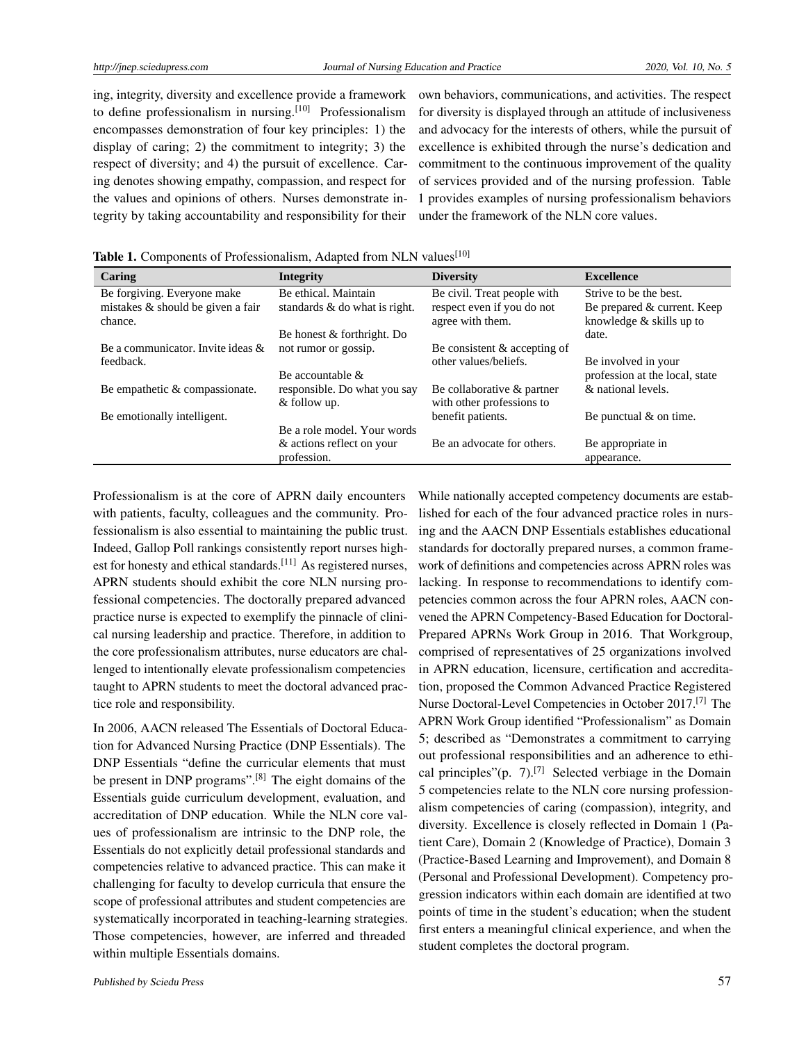ing, integrity, diversity and excellence provide a framework to define professionalism in nursing.[10] Professionalism encompasses demonstration of four key principles: 1) the display of caring; 2) the commitment to integrity; 3) the respect of diversity; and 4) the pursuit of excellence. Caring denotes showing empathy, compassion, and respect for the values and opinions of others. Nurses demonstrate integrity by taking accountability and responsibility for their own behaviors, communications, and activities. The respect for diversity is displayed through an attitude of inclusiveness and advocacy for the interests of others, while the pursuit of excellence is exhibited through the nurse's dedication and commitment to the continuous improvement of the quality of services provided and of the nursing profession. Table 1 provides examples of nursing professionalism behaviors under the framework of the NLN core values.

**Table 1.** Components of Professionalism, Adapted from NLN values[10]

| Caring | Integrity | Diversity | Excellence |
|---|---|---|---|
| Be forgiving. Everyone make mistakes & should be given a fair chance. | Be ethical. Maintain standards & do what is right. | Be civil. Treat people with respect even if you do not agree with them. | Strive to be the best. |
| Be a communicator. Invite ideas & feedback. | Be honest & forthright. Do not rumor or gossip. | Be consistent & accepting of other values/beliefs. | Be prepared & current. Keep knowledge & skills up to date. |
| Be empathetic & compassionate. | Be accountable & responsible. Do what you say & follow up. | Be collaborative & partner with other professions to benefit patients. | Be involved in your profession at the local, state & national levels. |
| Be emotionally intelligent. | Be a role model. Your words & actions reflect on your profession. | Be an advocate for others. | Be punctual & on time. |
| | | | Be appropriate in appearance. |

Professionalism is at the core of APRN daily encounters with patients, faculty, colleagues and the community. Professionalism is also essential to maintaining the public trust. Indeed, Gallop Poll rankings consistently report nurses highest for honesty and ethical standards.[11] As registered nurses, APRN students should exhibit the core NLN nursing professional competencies. The doctorally prepared advanced practice nurse is expected to exemplify the pinnacle of clinical nursing leadership and practice. Therefore, in addition to the core professionalism attributes, nurse educators are challenged to intentionally elevate professionalism competencies taught to APRN students to meet the doctoral advanced practice role and responsibility.

In 2006, AACN released The Essentials of Doctoral Education for Advanced Nursing Practice (DNP Essentials). The DNP Essentials "define the curricular elements that must be present in DNP programs".[8] The eight domains of the Essentials guide curriculum development, evaluation, and accreditation of DNP education. While the NLN core values of professionalism are intrinsic to the DNP role, the Essentials do not explicitly detail professional standards and competencies relative to advanced practice. This can make it challenging for faculty to develop curricula that ensure the scope of professional attributes and student competencies are systematically incorporated in teaching-learning strategies. Those competencies, however, are inferred and threaded within multiple Essentials domains.

While nationally accepted competency documents are established for each of the four advanced practice roles in nursing and the AACN DNP Essentials establishes educational standards for doctorally prepared nurses, a common framework of definitions and competencies across APRN roles was lacking. In response to recommendations to identify competencies common across the four APRN roles, AACN convened the APRN Competency-Based Education for Doctoral-Prepared APRNs Work Group in 2016. That Workgroup, comprised of representatives of 25 organizations involved in APRN education, licensure, certification and accreditation, proposed the Common Advanced Practice Registered Nurse Doctoral-Level Competencies in October 2017.[7] The APRN Work Group identified "Professionalism" as Domain 5; described as "Demonstrates a commitment to carrying out professional responsibilities and an adherence to ethical principles"(p. 7).[7] Selected verbiage in the Domain 5 competencies relate to the NLN core nursing professionalism competencies of caring (compassion), integrity, and diversity. Excellence is closely reflected in Domain 1 (Patient Care), Domain 2 (Knowledge of Practice), Domain 3 (Practice-Based Learning and Improvement), and Domain 8 (Personal and Professional Development). Competency progression indicators within each domain are identified at two points of time in the student's education; when the student first enters a meaningful clinical experience, and when the student completes the doctoral program.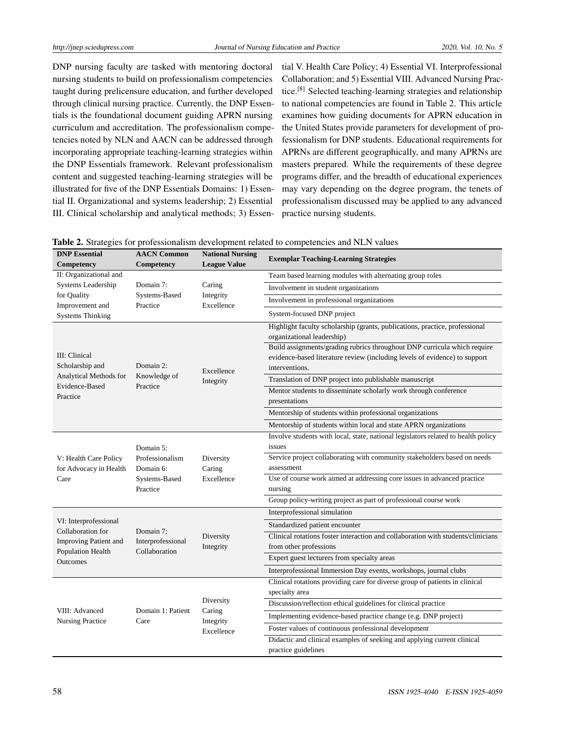DNP nursing faculty are tasked with mentoring doctoral nursing students to build on professionalism competencies taught during prelicensure education, and further developed through clinical nursing practice. Currently, the DNP Essentials is the foundational document guiding APRN nursing curriculum and accreditation. The professionalism competencies noted by NLN and AACN can be addressed through incorporating appropriate teaching-learning strategies within the DNP Essentials framework. Relevant professionalism content and suggested teaching-learning strategies will be illustrated for five of the DNP Essentials Domains: 1) Essential II. Organizational and systems leadership; 2) Essential III. Clinical scholarship and analytical methods; 3) Essential V. Health Care Policy; 4) Essential VI. Interprofessional Collaboration; and 5) Essential VIII. Advanced Nursing Practice.[8] Selected teaching-learning strategies and relationship to national competencies are found in Table 2. This article examines how guiding documents for APRN education in the United States provide parameters for development of professionalism for DNP students. Educational requirements for APRNs are different geographically, and many APRNs are masters prepared. While the requirements of these degree programs differ, and the breadth of educational experiences may vary depending on the degree program, the tenets of professionalism discussed may be applied to any advanced practice nursing students.

**Table 2.** Strategies for professionalism development related to competencies and NLN values

| DNP Essential Competency | AACN Common Competency | National Nursing League Value | Exemplar Teaching-Learning Strategies |
|---|---|---|---|
| II: Organizational and Systems Leadership for Quality Improvement and Systems Thinking | Domain 7: Systems-Based Practice | Caring<br>Integrity<br>Excellence | Team based learning modules with alternating group roles |
| | | | Involvement in student organizations |
| | | | Involvement in professional organizations |
| | | | System-focused DNP project |
| III: Clinical Scholarship and Analytical Methods for Evidence-Based Practice | Domain 2: Knowledge of Practice | Excellence<br>Integrity | Highlight faculty scholarship (grants, publications, practice, professional organizational leadership) |
| | | | Build assignments/grading rubrics throughout DNP curricula which require evidence-based literature review (including levels of evidence) to support interventions. |
| | | | Translation of DNP project into publishable manuscript |
| | | | Mentor students to disseminate scholarly work through conference presentations |
| | | | Mentorship of students within professional organizations |
| | | | Mentorship of students within local and state APRN organizations |
| V: Health Care Policy for Advocacy in Health Care | Domain 5: Professionalism<br>Domain 6: Systems-Based Practice | Diversity<br>Caring<br>Excellence | Involve students with local, state, national legislators related to health policy issues |
| | | | Service project collaborating with community stakeholders based on needs assessment |
| | | | Use of course work aimed at addressing core issues in advanced practice nursing |
| | | | Group policy-writing project as part of professional course work |
| VI: Interprofessional Collaboration for Improving Patient and Population Health Outcomes | Domain 7: Interprofessional Collaboration | Diversity<br>Integrity | Interprofessional simulation |
| | | | Standardized patient encounter |
| | | | Clinical rotations foster interaction and collaboration with students/clinicians from other professions |
| | | | Expert guest lecturers from specialty areas |
| | | | Interprofessional Immersion Day events, workshops, journal clubs |
| VIII: Advanced Nursing Practice | Domain 1: Patient Care | Diversity<br>Caring<br>Integrity<br>Excellence | Clinical rotations providing care for diverse group of patients in clinical specialty area |
| | | | Discussion/reflection ethical guidelines for clinical practice |
| | | | Implementing evidence-based practice change (e.g. DNP project) |
| | | | Foster values of continuous professional development |
| | | | Didactic and clinical examples of seeking and applying current clinical practice guidelines |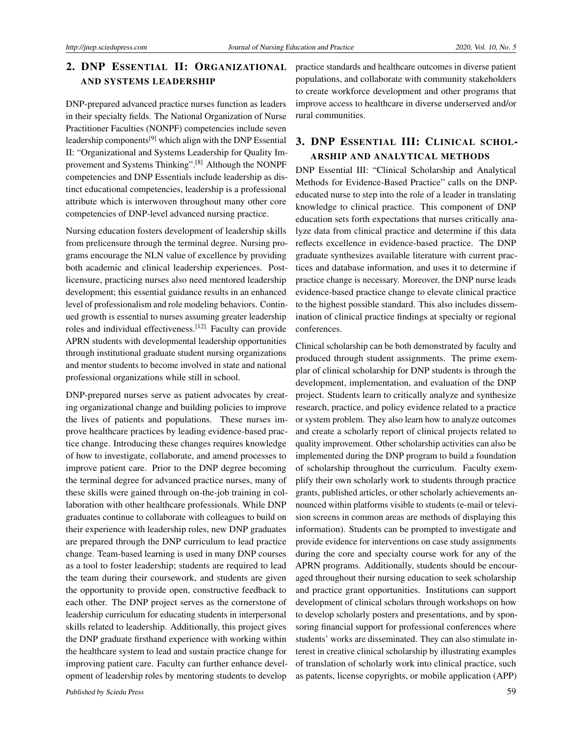## 2. DNP Essential II: Organizational and Systems Leadership

DNP-prepared advanced practice nurses function as leaders in their specialty fields. The National Organization of Nurse Practitioner Faculties (NONPF) competencies include seven leadership components[9] which align with the DNP Essential II: "Organizational and Systems Leadership for Quality Improvement and Systems Thinking".[8] Although the NONPF competencies and DNP Essentials include leadership as distinct educational competencies, leadership is a professional attribute which is interwoven throughout many other core competencies of DNP-level advanced nursing practice.

Nursing education fosters development of leadership skills from prelicensure through the terminal degree. Nursing programs encourage the NLN value of excellence by providing both academic and clinical leadership experiences. Post-licensure, practicing nurses also need mentored leadership development; this essential guidance results in an enhanced level of professionalism and role modeling behaviors. Continued growth is essential to nurses assuming greater leadership roles and individual effectiveness.[12] Faculty can provide APRN students with developmental leadership opportunities through institutional graduate student nursing organizations and mentor students to become involved in state and national professional organizations while still in school.

DNP-prepared nurses serve as patient advocates by creating organizational change and building policies to improve the lives of patients and populations. These nurses improve healthcare practices by leading evidence-based practice change. Introducing these changes requires knowledge of how to investigate, collaborate, and amend processes to improve patient care. Prior to the DNP degree becoming the terminal degree for advanced practice nurses, many of these skills were gained through on-the-job training in collaboration with other healthcare professionals. While DNP graduates continue to collaborate with colleagues to build on their experience with leadership roles, new DNP graduates are prepared through the DNP curriculum to lead practice change. Team-based learning is used in many DNP courses as a tool to foster leadership; students are required to lead the team during their coursework, and students are given the opportunity to provide open, constructive feedback to each other. The DNP project serves as the cornerstone of leadership curriculum for educating students in interpersonal skills related to leadership. Additionally, this project gives the DNP graduate firsthand experience with working within the healthcare system to lead and sustain practice change for improving patient care. Faculty can further enhance development of leadership roles by mentoring students to develop practice standards and healthcare outcomes in diverse patient populations, and collaborate with community stakeholders to create workforce development and other programs that improve access to healthcare in diverse underserved and/or rural communities.

## 3. DNP Essential III: Clinical scholarship and analytical methods

DNP Essential III: "Clinical Scholarship and Analytical Methods for Evidence-Based Practice" calls on the DNP-educated nurse to step into the role of a leader in translating knowledge to clinical practice. This component of DNP education sets forth expectations that nurses critically analyze data from clinical practice and determine if this data reflects excellence in evidence-based practice. The DNP graduate synthesizes available literature with current practices and database information, and uses it to determine if practice change is necessary. Moreover, the DNP nurse leads evidence-based practice change to elevate clinical practice to the highest possible standard. This also includes dissemination of clinical practice findings at specialty or regional conferences.

Clinical scholarship can be both demonstrated by faculty and produced through student assignments. The prime exemplar of clinical scholarship for DNP students is through the development, implementation, and evaluation of the DNP project. Students learn to critically analyze and synthesize research, practice, and policy evidence related to a practice or system problem. They also learn how to analyze outcomes and create a scholarly report of clinical projects related to quality improvement. Other scholarship activities can also be implemented during the DNP program to build a foundation of scholarship throughout the curriculum. Faculty exemplify their own scholarly work to students through practice grants, published articles, or other scholarly achievements announced within platforms visible to students (e-mail or television screens in common areas are methods of displaying this information). Students can be prompted to investigate and provide evidence for interventions on case study assignments during the core and specialty course work for any of the APRN programs. Additionally, students should be encouraged throughout their nursing education to seek scholarship and practice grant opportunities. Institutions can support development of clinical scholars through workshops on how to develop scholarly posters and presentations, and by sponsoring financial support for professional conferences where students' works are disseminated. They can also stimulate interest in creative clinical scholarship by illustrating examples of translation of scholarly work into clinical practice, such as patents, license copyrights, or mobile application (APP)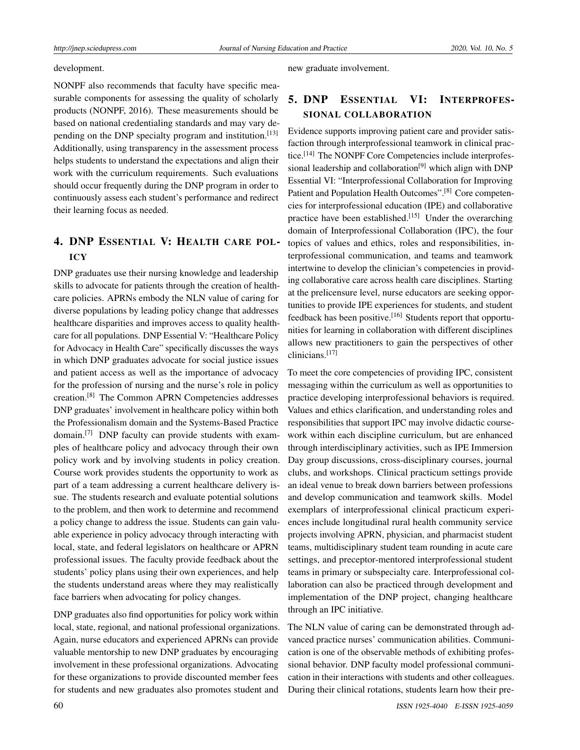development.

NONPF also recommends that faculty have specific measurable components for assessing the quality of scholarly products (NONPF, 2016). These measurements should be based on national credentialing standards and may vary depending on the DNP specialty program and institution.[13] Additionally, using transparency in the assessment process helps students to understand the expectations and align their work with the curriculum requirements. Such evaluations should occur frequently during the DNP program in order to continuously assess each student's performance and redirect their learning focus as needed.

## 4. DNP Essential V: Health care policy

DNP graduates use their nursing knowledge and leadership skills to advocate for patients through the creation of healthcare policies. APRNs embody the NLN value of caring for diverse populations by leading policy change that addresses healthcare disparities and improves access to quality healthcare for all populations. DNP Essential V: "Healthcare Policy for Advocacy in Health Care" specifically discusses the ways in which DNP graduates advocate for social justice issues and patient access as well as the importance of advocacy for the profession of nursing and the nurse's role in policy creation.[8] The Common APRN Competencies addresses DNP graduates' involvement in healthcare policy within both the Professionalism domain and the Systems-Based Practice domain.[7] DNP faculty can provide students with examples of healthcare policy and advocacy through their own policy work and by involving students in policy creation. Course work provides students the opportunity to work as part of a team addressing a current healthcare delivery issue. The students research and evaluate potential solutions to the problem, and then work to determine and recommend a policy change to address the issue. Students can gain valuable experience in policy advocacy through interacting with local, state, and federal legislators on healthcare or APRN professional issues. The faculty provide feedback about the students' policy plans using their own experiences, and help the students understand areas where they may realistically face barriers when advocating for policy changes.

DNP graduates also find opportunities for policy work within local, state, regional, and national professional organizations. Again, nurse educators and experienced APRNs can provide valuable mentorship to new DNP graduates by encouraging involvement in these professional organizations. Advocating for these organizations to provide discounted member fees for students and new graduates also promotes student and new graduate involvement.

## 5. DNP Essential VI: Interprofessional collaboration

Evidence supports improving patient care and provider satisfaction through interprofessional teamwork in clinical practice.[14] The NONPF Core Competencies include interprofessional leadership and collaboration[9] which align with DNP Essential VI: "Interprofessional Collaboration for Improving Patient and Population Health Outcomes".[8] Core competencies for interprofessional education (IPE) and collaborative practice have been established.[15] Under the overarching domain of Interprofessional Collaboration (IPC), the four topics of values and ethics, roles and responsibilities, interprofessional communication, and teams and teamwork intertwine to develop the clinician's competencies in providing collaborative care across health care disciplines. Starting at the prelicensure level, nurse educators are seeking opportunities to provide IPE experiences for students, and student feedback has been positive.[16] Students report that opportunities for learning in collaboration with different disciplines allows new practitioners to gain the perspectives of other clinicians.[17]

To meet the core competencies of providing IPC, consistent messaging within the curriculum as well as opportunities to practice developing interprofessional behaviors is required. Values and ethics clarification, and understanding roles and responsibilities that support IPC may involve didactic coursework within each discipline curriculum, but are enhanced through interdisciplinary activities, such as IPE Immersion Day group discussions, cross-disciplinary courses, journal clubs, and workshops. Clinical practicum settings provide an ideal venue to break down barriers between professions and develop communication and teamwork skills. Model exemplars of interprofessional clinical practicum experiences include longitudinal rural health community service projects involving APRN, physician, and pharmacist student teams, multidisciplinary student team rounding in acute care settings, and preceptor-mentored interprofessional student teams in primary or subspecialty care. Interprofessional collaboration can also be practiced through development and implementation of the DNP project, changing healthcare through an IPC initiative.

The NLN value of caring can be demonstrated through advanced practice nurses' communication abilities. Communication is one of the observable methods of exhibiting professional behavior. DNP faculty model professional communication in their interactions with students and other colleagues. During their clinical rotations, students learn how their pre-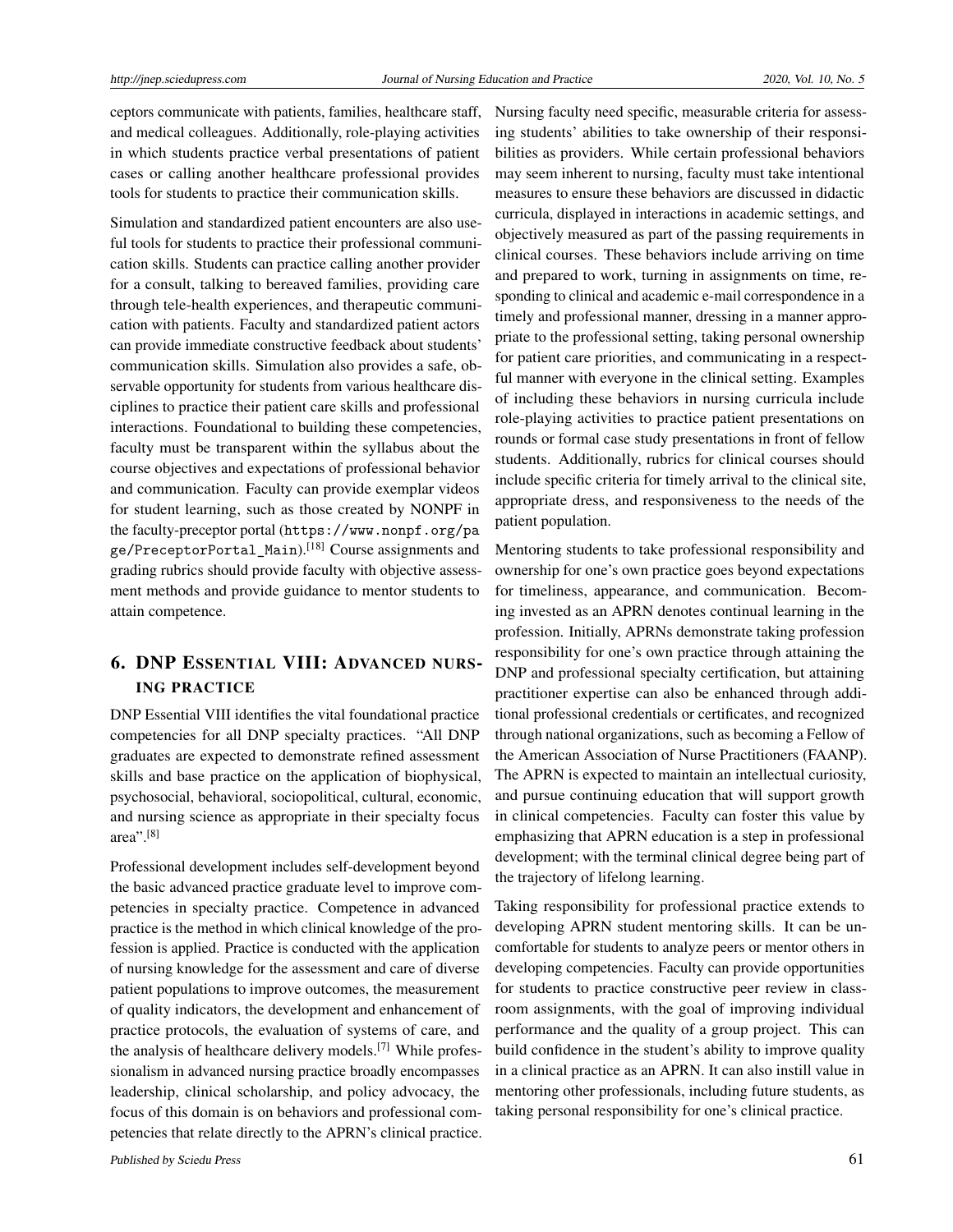ceptors communicate with patients, families, healthcare staff, and medical colleagues. Additionally, role-playing activities in which students practice verbal presentations of patient cases or calling another healthcare professional provides tools for students to practice their communication skills.

Simulation and standardized patient encounters are also useful tools for students to practice their professional communication skills. Students can practice calling another provider for a consult, talking to bereaved families, providing care through tele-health experiences, and therapeutic communication with patients. Faculty and standardized patient actors can provide immediate constructive feedback about students' communication skills. Simulation also provides a safe, observable opportunity for students from various healthcare disciplines to practice their patient care skills and professional interactions. Foundational to building these competencies, faculty must be transparent within the syllabus about the course objectives and expectations of professional behavior and communication. Faculty can provide exemplar videos for student learning, such as those created by NONPF in the faculty-preceptor portal (https://www.nonpf.org/page/PreceptorPortal_Main).[18] Course assignments and grading rubrics should provide faculty with objective assessment methods and provide guidance to mentor students to attain competence.

## 6. DNP Essential VIII: Advanced nursing practice

DNP Essential VIII identifies the vital foundational practice competencies for all DNP specialty practices. "All DNP graduates are expected to demonstrate refined assessment skills and base practice on the application of biophysical, psychosocial, behavioral, sociopolitical, cultural, economic, and nursing science as appropriate in their specialty focus area".[8]

Professional development includes self-development beyond the basic advanced practice graduate level to improve competencies in specialty practice. Competence in advanced practice is the method in which clinical knowledge of the profession is applied. Practice is conducted with the application of nursing knowledge for the assessment and care of diverse patient populations to improve outcomes, the measurement of quality indicators, the development and enhancement of practice protocols, the evaluation of systems of care, and the analysis of healthcare delivery models.[7] While professionalism in advanced nursing practice broadly encompasses leadership, clinical scholarship, and policy advocacy, the focus of this domain is on behaviors and professional competencies that relate directly to the APRN's clinical practice.

Nursing faculty need specific, measurable criteria for assessing students' abilities to take ownership of their responsibilities as providers. While certain professional behaviors may seem inherent to nursing, faculty must take intentional measures to ensure these behaviors are discussed in didactic curricula, displayed in interactions in academic settings, and objectively measured as part of the passing requirements in clinical courses. These behaviors include arriving on time and prepared to work, turning in assignments on time, responding to clinical and academic e-mail correspondence in a timely and professional manner, dressing in a manner appropriate to the professional setting, taking personal ownership for patient care priorities, and communicating in a respectful manner with everyone in the clinical setting. Examples of including these behaviors in nursing curricula include role-playing activities to practice patient presentations on rounds or formal case study presentations in front of fellow students. Additionally, rubrics for clinical courses should include specific criteria for timely arrival to the clinical site, appropriate dress, and responsiveness to the needs of the patient population.

Mentoring students to take professional responsibility and ownership for one's own practice goes beyond expectations for timeliness, appearance, and communication. Becoming invested as an APRN denotes continual learning in the profession. Initially, APRNs demonstrate taking profession responsibility for one's own practice through attaining the DNP and professional specialty certification, but attaining practitioner expertise can also be enhanced through additional professional credentials or certificates, and recognized through national organizations, such as becoming a Fellow of the American Association of Nurse Practitioners (FAANP). The APRN is expected to maintain an intellectual curiosity, and pursue continuing education that will support growth in clinical competencies. Faculty can foster this value by emphasizing that APRN education is a step in professional development; with the terminal clinical degree being part of the trajectory of lifelong learning.

Taking responsibility for professional practice extends to developing APRN student mentoring skills. It can be uncomfortable for students to analyze peers or mentor others in developing competencies. Faculty can provide opportunities for students to practice constructive peer review in classroom assignments, with the goal of improving individual performance and the quality of a group project. This can build confidence in the student's ability to improve quality in a clinical practice as an APRN. It can also instill value in mentoring other professionals, including future students, as taking personal responsibility for one's clinical practice.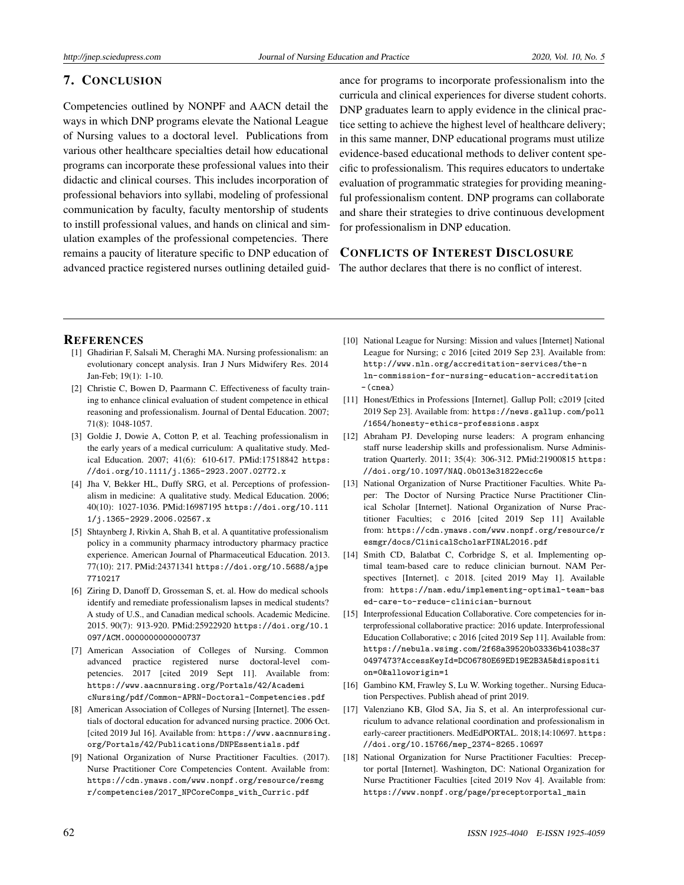## 7. CONCLUSION

Competencies outlined by NONPF and AACN detail the ways in which DNP programs elevate the National League of Nursing values to a doctoral level. Publications from various other healthcare specialties detail how educational programs can incorporate these professional values into their didactic and clinical courses. This includes incorporation of professional behaviors into syllabi, modeling of professional communication by faculty, faculty mentorship of students to instill professional values, and hands on clinical and simulation examples of the professional competencies. There remains a paucity of literature specific to DNP education of advanced practice registered nurses outlining detailed guidance for programs to incorporate professionalism into the curricula and clinical experiences for diverse student cohorts. DNP graduates learn to apply evidence in the clinical practice setting to achieve the highest level of healthcare delivery; in this same manner, DNP educational programs must utilize evidence-based educational methods to deliver content specific to professionalism. This requires educators to undertake evaluation of programmatic strategies for providing meaningful professionalism content. DNP programs can collaborate and share their strategies to drive continuous development for professionalism in DNP education.

## CONFLICTS OF INTEREST DISCLOSURE

The author declares that there is no conflict of interest.

## REFERENCES

[1] Ghadirian F, Salsali M, Cheraghi MA. Nursing professionalism: an evolutionary concept analysis. Iran J Nurs Midwifery Res. 2014 Jan-Feb; 19(1): 1-10.

[2] Christie C, Bowen D, Paarmann C. Effectiveness of faculty training to enhance clinical evaluation of student competence in ethical reasoning and professionalism. Journal of Dental Education. 2007; 71(8): 1048-1057.

[3] Goldie J, Dowie A, Cotton P, et al. Teaching professionalism in the early years of a medical curriculum: A qualitative study. Medical Education. 2007; 41(6): 610-617. PMid:17518842 https://doi.org/10.1111/j.1365-2923.2007.02772.x

[4] Jha V, Bekker HL, Duffy SRG, et al. Perceptions of professionalism in medicine: A qualitative study. Medical Education. 2006; 40(10): 1027-1036. PMid:16987195 https://doi.org/10.1111/j.1365-2929.2006.02567.x

[5] Shtaynberg J, Rivkin A, Shah B, et al. A quantitative professionalism policy in a community pharmacy introductory pharmacy practice experience. American Journal of Pharmaceutical Education. 2013. 77(10): 217. PMid:24371341 https://doi.org/10.5688/ajpe7710217

[6] Ziring D, Danoff D, Grosseman S, et. al. How do medical schools identify and remediate professionalism lapses in medical students? A study of U.S., and Canadian medical schools. Academic Medicine. 2015. 90(7): 913-920. PMid:25922920 https://doi.org/10.1097/ACM.0000000000000737

[7] American Association of Colleges of Nursing. Common advanced practice registered nurse doctoral-level competencies. 2017 [cited 2019 Sept 11]. Available from: https://www.aacnnursing.org/Portals/42/AcademicNursing/pdf/Common-APRN-Doctoral-Competencies.pdf

[8] American Association of Colleges of Nursing [Internet]. The essentials of doctoral education for advanced nursing practice. 2006 Oct. [cited 2019 Jul 16]. Available from: https://www.aacnnursing.org/Portals/42/Publications/DNPEssentials.pdf

[9] National Organization of Nurse Practitioner Faculties. (2017). Nurse Practitioner Core Competencies Content. Available from: https://cdn.ymaws.com/www.nonpf.org/resource/resmgr/competencies/2017_NPCoreComps_with_Curric.pdf

[10] National League for Nursing: Mission and values [Internet] National League for Nursing; c 2016 [cited 2019 Sep 23]. Available from: http://www.nln.org/accreditation-services/the-nln-commission-for-nursing-education-accreditation-(cnea)

[11] Honest/Ethics in Professions [Internet]. Gallup Poll; c2019 [cited 2019 Sep 23]. Available from: https://news.gallup.com/poll/1654/honesty-ethics-professions.aspx

[12] Abraham PJ. Developing nurse leaders: A program enhancing staff nurse leadership skills and professionalism. Nurse Administration Quarterly. 2011; 35(4): 306-312. PMid:21900815 https://doi.org/10.1097/NAQ.0b013e31822ecc6e

[13] National Organization of Nurse Practitioner Faculties. White Paper: The Doctor of Nursing Practice Nurse Practitioner Clinical Scholar [Internet]. National Organization of Nurse Practitioner Faculties; c 2016 [cited 2019 Sep 11] Available from: https://cdn.ymaws.com/www.nonpf.org/resource/resmgr/docs/ClinicalScholarFINAL2016.pdf

[14] Smith CD, Balatbat C, Corbridge S, et al. Implementing optimal team-based care to reduce clinician burnout. NAM Perspectives [Internet]. c 2018. [cited 2019 May 1]. Available from: https://nam.edu/implementing-optimal-team-based-care-to-reduce-clinician-burnout

[15] Interprofessional Education Collaborative. Core competencies for interprofessional collaborative practice: 2016 update. Interprofessional Education Collaborative; c 2016 [cited 2019 Sep 11]. Available from: https://nebula.wsimg.com/2f68a39520b03336b41038c370497473?AccessKeyId=DC06780E69ED19E2B3A5&disposition=0&alloworigin=1

[16] Gambino KM, Frawley S, Lu W. Working together.. Nursing Education Perspectives. Publish ahead of print 2019.

[17] Valenziano KB, Glod SA, Jia S, et al. An interprofessional curriculum to advance relational coordination and professionalism in early-career practitioners. MedEdPORTAL. 2018;14:10697. https://doi.org/10.15766/mep_2374-8265.10697

[18] National Organization for Nurse Practitioner Faculties: Preceptor portal [Internet]. Washington, DC: National Organization for Nurse Practitioner Faculties [cited 2019 Nov 4]. Available from: https://www.nonpf.org/page/preceptorportal_main